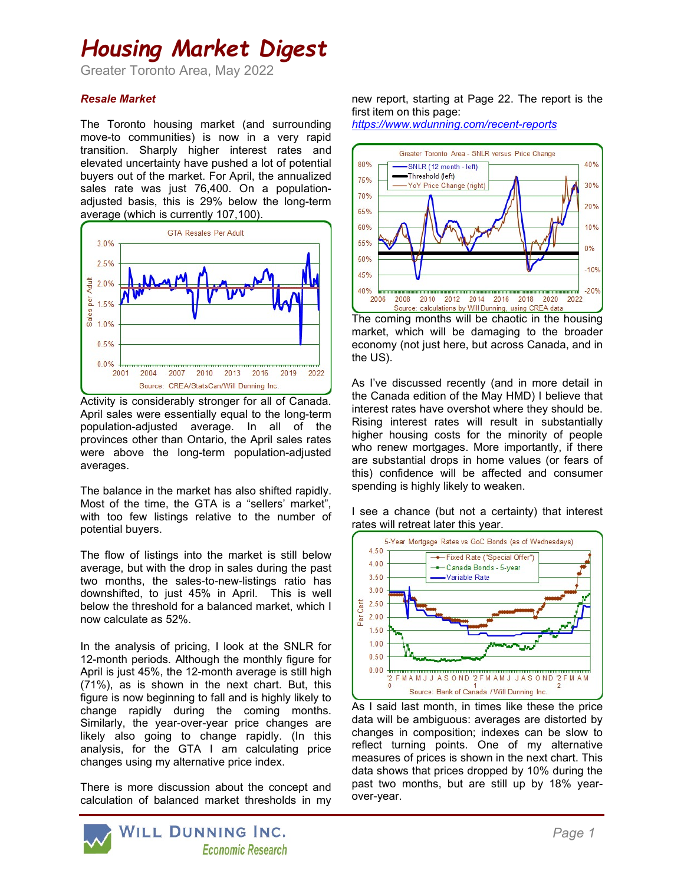# Housing Market Digest

Greater Toronto Area, May 2022

### *Resale Market*

The Toronto housing market (and surrounding move-to communities) is now in a very rapid transition. Sharply higher interest rates and elevated uncertainty have pushed a lot of potential buyers out of the market. For April, the annualized sales rate was just 76,400. On a population-adjusted basis, this is 29% below the long-term average (which is currently 107,100).

Activity is considerably stronger for all of Canada. April sales were essentially equal to the long-term population-adjusted average. In all of the provinces other than Ontario, the April sales rates were above the long-term population-adjusted averages.

The balance in the market has also shifted rapidly. Most of the time, the GTA is a "sellers' market", with too few listings relative to the number of potential buyers.

The flow of listings into the market is still below average, but with the drop in sales during the past two months, the sales-to-new-listings ratio has downshifted, to just 45% in April. This is well below the threshold for a balanced market, which I now calculate as 52%.

In the analysis of pricing, I look at the SNLR for 12-month periods. Although the monthly figure for April is just 45%, the 12-month average is still high (71%), as is shown in the next chart. But, this figure is now beginning to fall and is highly likely to change rapidly during the coming months. Similarly, the year-over-year price changes are likely also going to change rapidly. (In this analysis, for the GTA I am calculating price changes using my alternative price index.

There is more discussion about the concept and calculation of balanced market thresholds in my new report, starting at Page 22. The report is the first item on this page:
https://www.wdunning.com/recent-reports

The coming months will be chaotic in the housing market, which will be damaging to the broader economy (not just here, but across Canada, and in the US).

As I've discussed recently (and in more detail in the Canada edition of the May HMD) I believe that interest rates have overshot where they should be. Rising interest rates will result in substantially higher housing costs for the minority of people who renew mortgages. More importantly, if there are substantial drops in home values (or fears of this) confidence will be affected and consumer spending is highly likely to weaken.

I see a chance (but not a certainty) that interest rates will retreat later this year.

As I said last month, in times like these the price data will be ambiguous: averages are distorted by changes in composition; indexes can be slow to reflect turning points. One of my alternative measures of prices is shown in the next chart. This data shows that prices dropped by 10% during the past two months, but are still up by 18% year-over-year.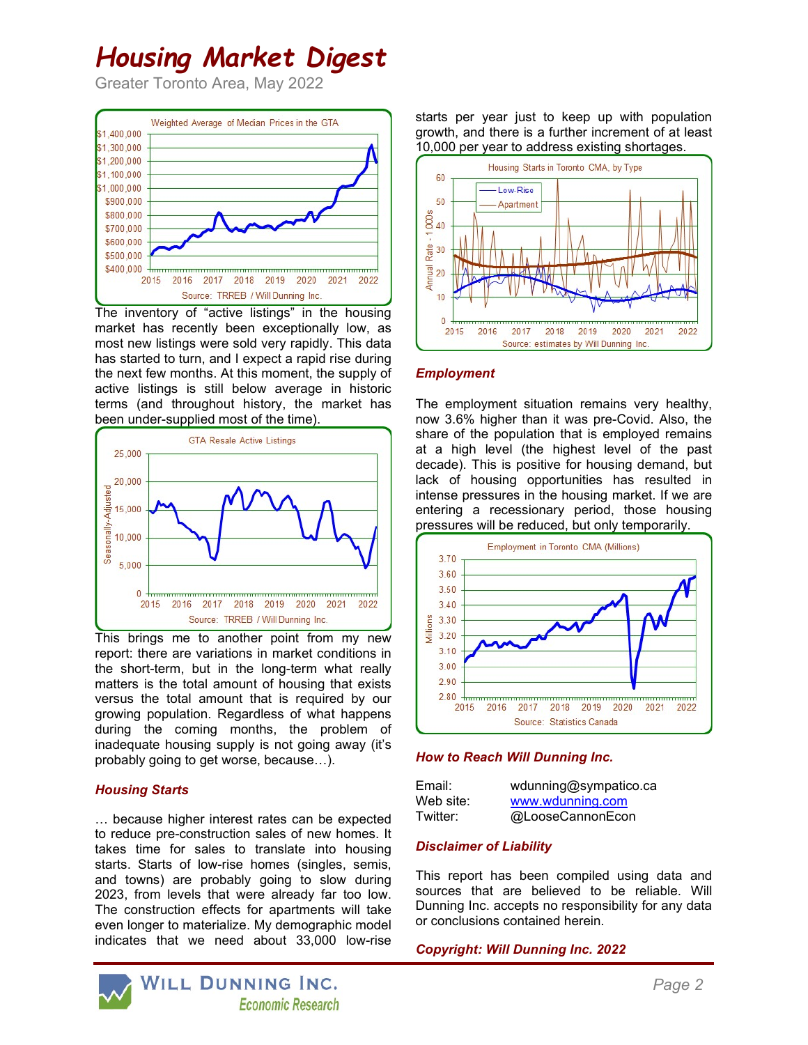# Housing Market Digest

Greater Toronto Area, May 2022

Weighted Average of Median Prices in the GTA

$1,400,000
$1,300,000
$1,200,000
$1,100,000
$1,000,000
$900,000
$800,000
$700,000
$600,000
$500,000
$400,000

2015 2016 2017 2018 2019 2020 2021 2022

Source: TRREB / Will Dunning Inc.

The inventory of "active listings" in the housing market has recently been exceptionally low, as most new listings were sold very rapidly. This data has started to turn, and I expect a rapid rise during the next few months. At this moment, the supply of active listings is still below average in historic terms (and throughout history, the market has been under-supplied most of the time).

GTA Resale Active Listings

Seasonally-Adjusted

25,000
20,000
15,000
10,000
5,000
0

2015 2016 2017 2018 2019 2020 2021 2022

Source: TRREB / Will Dunning Inc.

This brings me to another point from my new report: there are variations in market conditions in the short-term, but in the long-term what really matters is the total amount of housing that exists versus the total amount that is required by our growing population. Regardless of what happens during the coming months, the problem of inadequate housing supply is not going away (it's probably going to get worse, because…).

## *Housing Starts*

… because higher interest rates can be expected to reduce pre-construction sales of new homes. It takes time for sales to translate into housing starts. Starts of low-rise homes (singles, semis, and towns) are probably going to slow during 2023, from levels that were already far too low. The construction effects for apartments will take even longer to materialize. My demographic model indicates that we need about 33,000 low-rise starts per year just to keep up with population growth, and there is a further increment of at least 10,000 per year to address existing shortages.

Housing Starts in Toronto CMA, by Type

Low-Rise
Apartment

Annual Rate - 1,000s

60
50
40
30
20
10
0

2015 2016 2017 2018 2019 2020 2021 2022

Source: estimates by Will Dunning Inc.

## *Employment*

The employment situation remains very healthy, now 3.6% higher than it was pre-Covid. Also, the share of the population that is employed remains at a high level (the highest level of the past decade). This is positive for housing demand, but lack of housing opportunities has resulted in intense pressures in the housing market. If we are entering a recessionary period, those housing pressures will be reduced, but only temporarily.

Employment in Toronto CMA (Millions)

Millions

3.70
3.60
3.50
3.40
3.30
3.20
3.10
3.00
2.90
2.80

2015 2016 2017 2018 2019 2020 2021 2022

Source: Statistics Canada

## *How to Reach Will Dunning Inc.*

| | |
|---|---|
| Email: | wdunning@sympatico.ca |
| Web site: | www.wdunning.com |
| Twitter: | @LooseCannonEcon |

## *Disclaimer of Liability*

This report has been compiled using data and sources that are believed to be reliable. Will Dunning Inc. accepts no responsibility for any data or conclusions contained herein.

***Copyright: Will Dunning Inc. 2022***

WILL DUNNING INC.
Economic Research